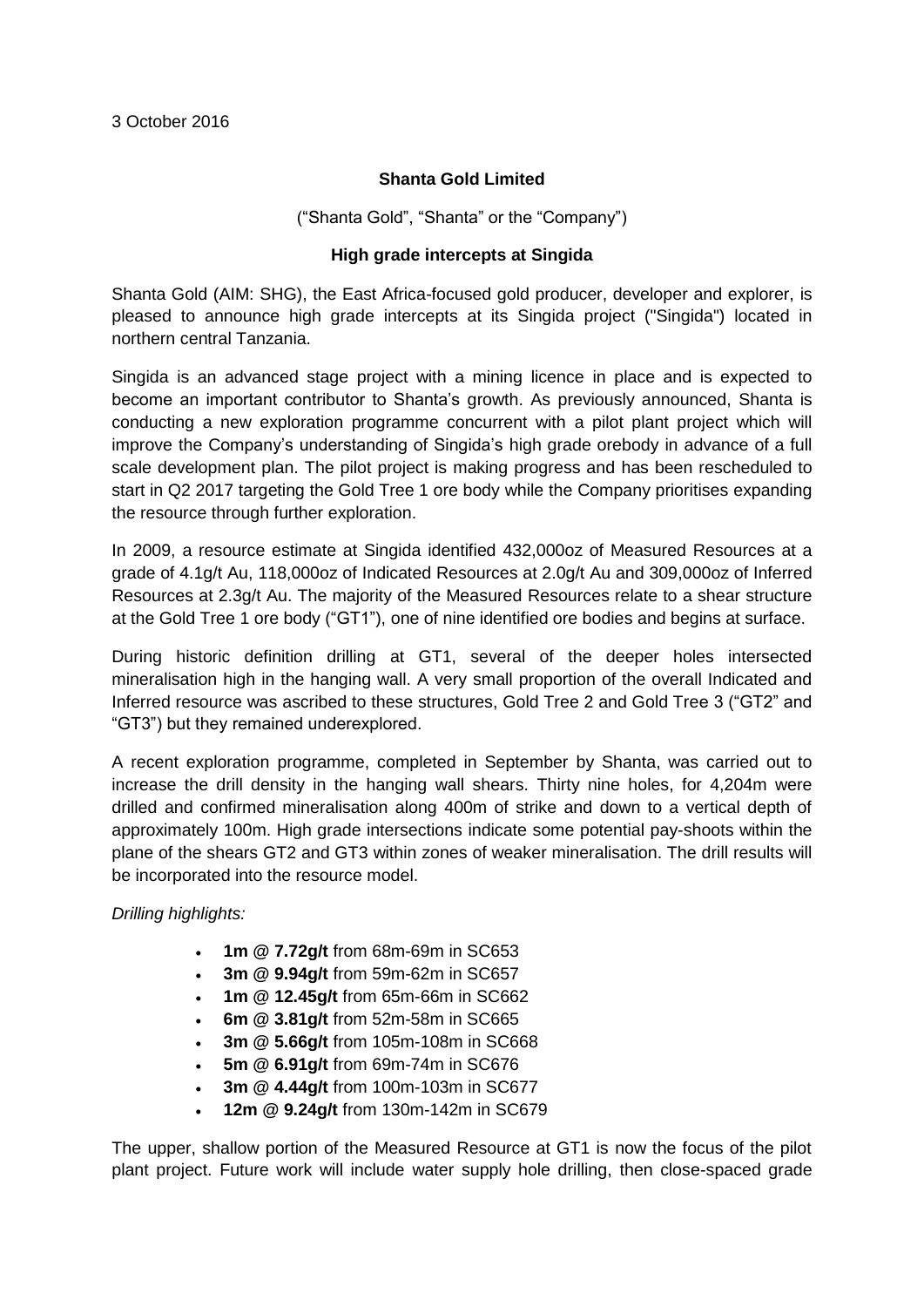3 October 2016

**Shanta Gold Limited**

("Shanta Gold", "Shanta" or the "Company")

**High grade intercepts at Singida**

Shanta Gold (AIM: SHG), the East Africa-focused gold producer, developer and explorer, is pleased to announce high grade intercepts at its Singida project ("Singida") located in northern central Tanzania.

Singida is an advanced stage project with a mining licence in place and is expected to become an important contributor to Shanta's growth. As previously announced, Shanta is conducting a new exploration programme concurrent with a pilot plant project which will improve the Company's understanding of Singida's high grade orebody in advance of a full scale development plan. The pilot project is making progress and has been rescheduled to start in Q2 2017 targeting the Gold Tree 1 ore body while the Company prioritises expanding the resource through further exploration.

In 2009, a resource estimate at Singida identified 432,000oz of Measured Resources at a grade of 4.1g/t Au, 118,000oz of Indicated Resources at 2.0g/t Au and 309,000oz of Inferred Resources at 2.3g/t Au. The majority of the Measured Resources relate to a shear structure at the Gold Tree 1 ore body ("GT1"), one of nine identified ore bodies and begins at surface.

During historic definition drilling at GT1, several of the deeper holes intersected mineralisation high in the hanging wall. A very small proportion of the overall Indicated and Inferred resource was ascribed to these structures, Gold Tree 2 and Gold Tree 3 ("GT2" and "GT3") but they remained underexplored.

A recent exploration programme, completed in September by Shanta, was carried out to increase the drill density in the hanging wall shears. Thirty nine holes, for 4,204m were drilled and confirmed mineralisation along 400m of strike and down to a vertical depth of approximately 100m. High grade intersections indicate some potential pay-shoots within the plane of the shears GT2 and GT3 within zones of weaker mineralisation. The drill results will be incorporated into the resource model.

*Drilling highlights:*

- **1m @ 7.72g/t** from 68m-69m in SC653
- **3m @ 9.94g/t** from 59m-62m in SC657
- **1m @ 12.45g/t** from 65m-66m in SC662
- **6m @ 3.81g/t** from 52m-58m in SC665
- **3m @ 5.66g/t** from 105m-108m in SC668
- **5m @ 6.91g/t** from 69m-74m in SC676
- **3m @ 4.44g/t** from 100m-103m in SC677
- **12m @ 9.24g/t** from 130m-142m in SC679

The upper, shallow portion of the Measured Resource at GT1 is now the focus of the pilot plant project. Future work will include water supply hole drilling, then close-spaced grade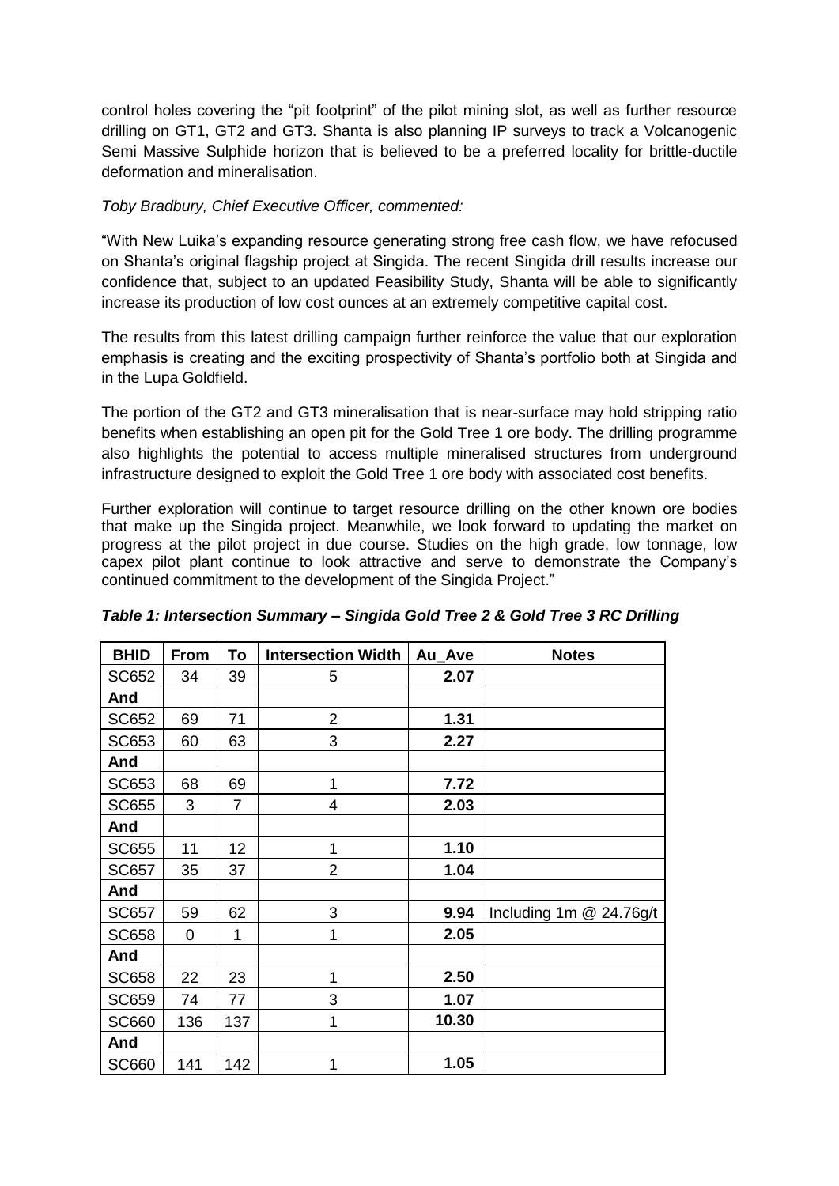control holes covering the "pit footprint" of the pilot mining slot, as well as further resource drilling on GT1, GT2 and GT3. Shanta is also planning IP surveys to track a Volcanogenic Semi Massive Sulphide horizon that is believed to be a preferred locality for brittle-ductile deformation and mineralisation.

*Toby Bradbury, Chief Executive Officer, commented:*

"With New Luika's expanding resource generating strong free cash flow, we have refocused on Shanta's original flagship project at Singida. The recent Singida drill results increase our confidence that, subject to an updated Feasibility Study, Shanta will be able to significantly increase its production of low cost ounces at an extremely competitive capital cost.

The results from this latest drilling campaign further reinforce the value that our exploration emphasis is creating and the exciting prospectivity of Shanta's portfolio both at Singida and in the Lupa Goldfield.

The portion of the GT2 and GT3 mineralisation that is near-surface may hold stripping ratio benefits when establishing an open pit for the Gold Tree 1 ore body. The drilling programme also highlights the potential to access multiple mineralised structures from underground infrastructure designed to exploit the Gold Tree 1 ore body with associated cost benefits.

Further exploration will continue to target resource drilling on the other known ore bodies that make up the Singida project. Meanwhile, we look forward to updating the market on progress at the pilot project in due course. Studies on the high grade, low tonnage, low capex pilot plant continue to look attractive and serve to demonstrate the Company's continued commitment to the development of the Singida Project."

***Table 1: Intersection Summary – Singida Gold Tree 2 & Gold Tree 3 RC Drilling***

| BHID | From | To | Intersection Width | Au_Ave | Notes |
|---|---|---|---|---|---|
| SC652 | 34 | 39 | 5 | **2.07** | |
| **And** | | | | | |
| SC652 | 69 | 71 | 2 | **1.31** | |
| SC653 | 60 | 63 | 3 | **2.27** | |
| **And** | | | | | |
| SC653 | 68 | 69 | 1 | **7.72** | |
| SC655 | 3 | 7 | 4 | **2.03** | |
| **And** | | | | | |
| SC655 | 11 | 12 | 1 | **1.10** | |
| SC657 | 35 | 37 | 2 | **1.04** | |
| **And** | | | | | |
| SC657 | 59 | 62 | 3 | **9.94** | Including 1m @ 24.76g/t |
| SC658 | 0 | 1 | 1 | **2.05** | |
| **And** | | | | | |
| SC658 | 22 | 23 | 1 | **2.50** | |
| SC659 | 74 | 77 | 3 | **1.07** | |
| SC660 | 136 | 137 | 1 | **10.30** | |
| **And** | | | | | |
| SC660 | 141 | 142 | 1 | **1.05** | |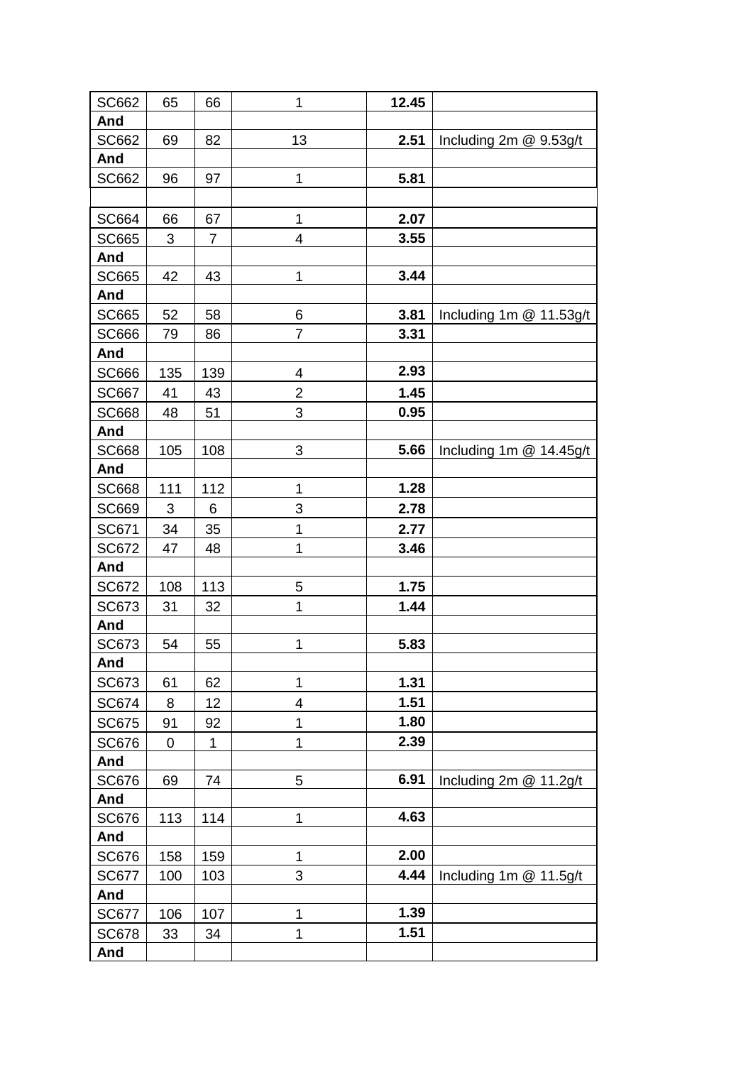| | | | | | |
|---|---|---|---|---|---|
| SC662 | 65 | 66 | 1 | **12.45** | |
| **And** | | | | | |
| SC662 | 69 | 82 | 13 | **2.51** | Including 2m @ 9.53g/t |
| **And** | | | | | |
| SC662 | 96 | 97 | 1 | **5.81** | |
| | | | | | |
| SC664 | 66 | 67 | 1 | **2.07** | |
| SC665 | 3 | 7 | 4 | **3.55** | |
| **And** | | | | | |
| SC665 | 42 | 43 | 1 | **3.44** | |
| **And** | | | | | |
| SC665 | 52 | 58 | 6 | **3.81** | Including 1m @ 11.53g/t |
| SC666 | 79 | 86 | 7 | **3.31** | |
| **And** | | | | | |
| SC666 | 135 | 139 | 4 | **2.93** | |
| SC667 | 41 | 43 | 2 | **1.45** | |
| SC668 | 48 | 51 | 3 | **0.95** | |
| **And** | | | | | |
| SC668 | 105 | 108 | 3 | **5.66** | Including 1m @ 14.45g/t |
| **And** | | | | | |
| SC668 | 111 | 112 | 1 | **1.28** | |
| SC669 | 3 | 6 | 3 | **2.78** | |
| SC671 | 34 | 35 | 1 | **2.77** | |
| SC672 | 47 | 48 | 1 | **3.46** | |
| **And** | | | | | |
| SC672 | 108 | 113 | 5 | **1.75** | |
| SC673 | 31 | 32 | 1 | **1.44** | |
| **And** | | | | | |
| SC673 | 54 | 55 | 1 | **5.83** | |
| **And** | | | | | |
| SC673 | 61 | 62 | 1 | **1.31** | |
| SC674 | 8 | 12 | 4 | **1.51** | |
| SC675 | 91 | 92 | 1 | **1.80** | |
| SC676 | 0 | 1 | 1 | **2.39** | |
| **And** | | | | | |
| SC676 | 69 | 74 | 5 | **6.91** | Including 2m @ 11.2g/t |
| **And** | | | | | |
| SC676 | 113 | 114 | 1 | **4.63** | |
| **And** | | | | | |
| SC676 | 158 | 159 | 1 | **2.00** | |
| SC677 | 100 | 103 | 3 | **4.44** | Including 1m @ 11.5g/t |
| **And** | | | | | |
| SC677 | 106 | 107 | 1 | **1.39** | |
| SC678 | 33 | 34 | 1 | **1.51** | |
| **And** | | | | | |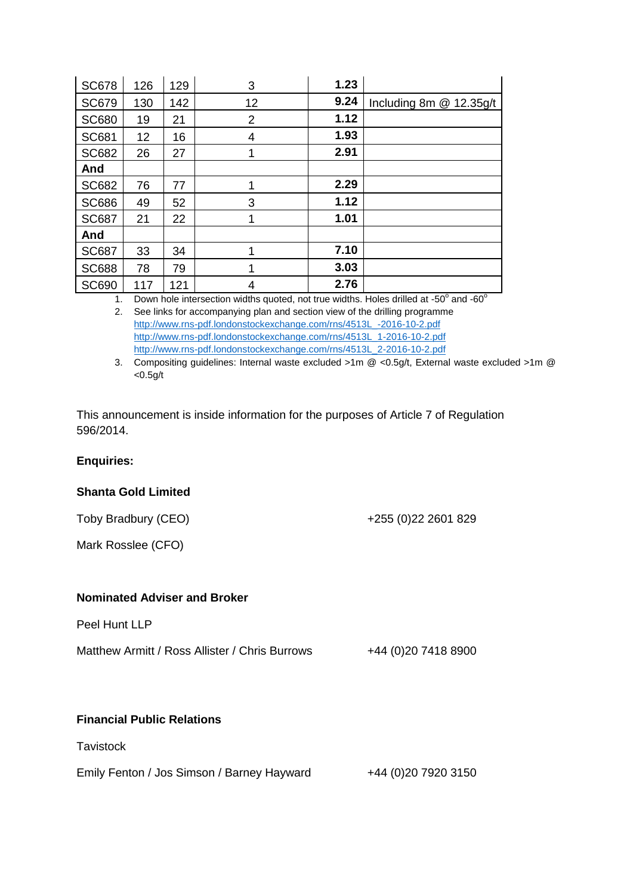| SC678 | 126 | 129 | 3 | **1.23** | |
|---|---|---|---|---|---|
| SC679 | 130 | 142 | 12 | **9.24** | Including 8m @ 12.35g/t |
| SC680 | 19 | 21 | 2 | **1.12** | |
| SC681 | 12 | 16 | 4 | **1.93** | |
| SC682 | 26 | 27 | 1 | **2.91** | |
| **And** | | | | | |
| SC682 | 76 | 77 | 1 | **2.29** | |
| SC686 | 49 | 52 | 3 | **1.12** | |
| SC687 | 21 | 22 | 1 | **1.01** | |
| **And** | | | | | |
| SC687 | 33 | 34 | 1 | **7.10** | |
| SC688 | 78 | 79 | 1 | **3.03** | |
| SC690 | 117 | 121 | 4 | **2.76** | |

1. Down hole intersection widths quoted, not true widths. Holes drilled at -50° and -60°
2. See links for accompanying plan and section view of the drilling programme
   http://www.rns-pdf.londonstockexchange.com/rns/4513L_-2016-10-2.pdf
   http://www.rns-pdf.londonstockexchange.com/rns/4513L_1-2016-10-2.pdf
   http://www.rns-pdf.londonstockexchange.com/rns/4513L_2-2016-10-2.pdf
3. Compositing guidelines: Internal waste excluded >1m @ <0.5g/t, External waste excluded >1m @ <0.5g/t

This announcement is inside information for the purposes of Article 7 of Regulation 596/2014.

**Enquiries:**

**Shanta Gold Limited**

Toby Bradbury (CEO) +255 (0)22 2601 829

Mark Rosslee (CFO)

**Nominated Adviser and Broker**

Peel Hunt LLP

Matthew Armitt / Ross Allister / Chris Burrows +44 (0)20 7418 8900

**Financial Public Relations**

Tavistock

Emily Fenton / Jos Simson / Barney Hayward +44 (0)20 7920 3150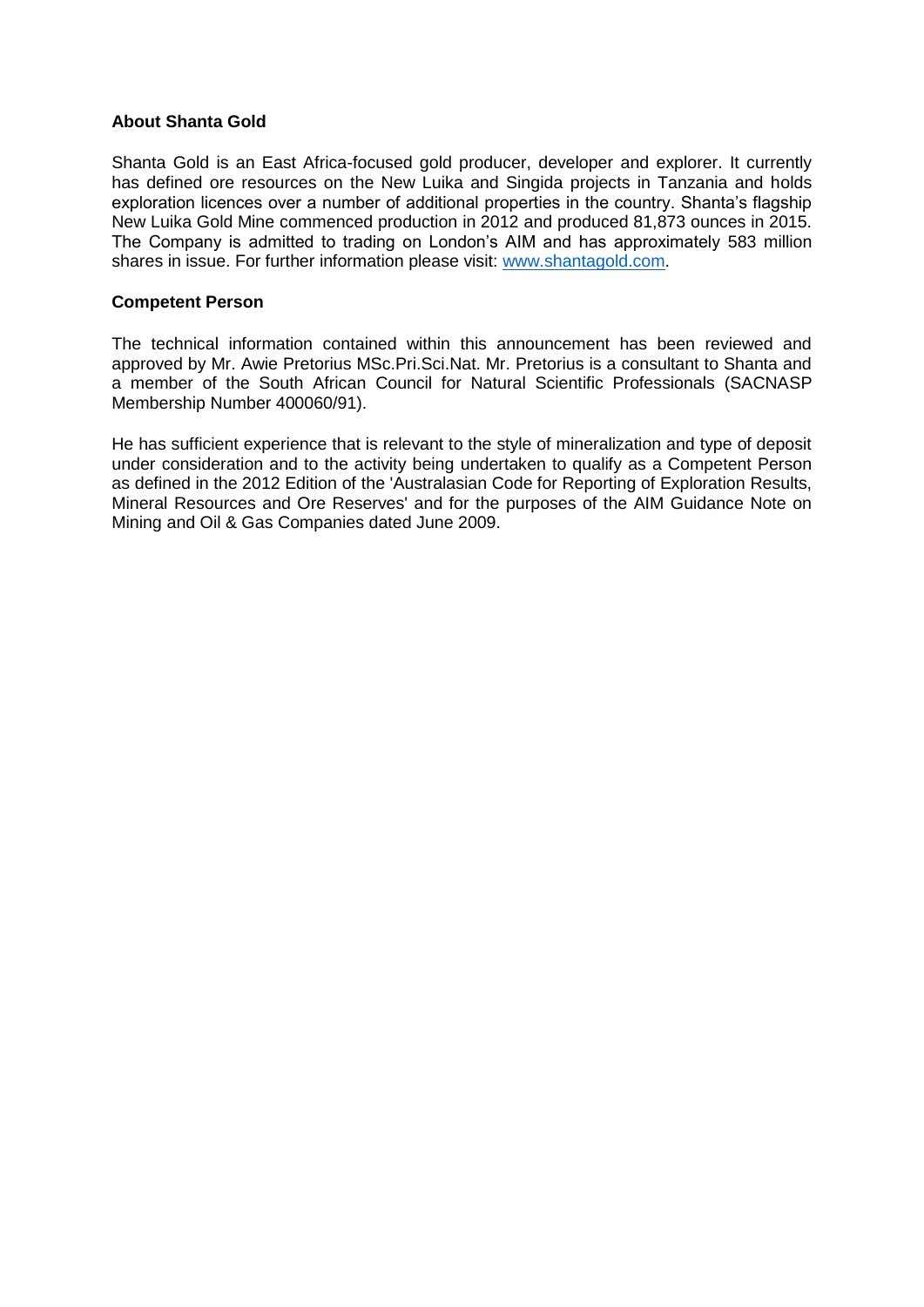**About Shanta Gold**

Shanta Gold is an East Africa-focused gold producer, developer and explorer. It currently has defined ore resources on the New Luika and Singida projects in Tanzania and holds exploration licences over a number of additional properties in the country. Shanta's flagship New Luika Gold Mine commenced production in 2012 and produced 81,873 ounces in 2015. The Company is admitted to trading on London's AIM and has approximately 583 million shares in issue. For further information please visit: [www.shantagold.com](http://www.shantagold.com).

**Competent Person**

The technical information contained within this announcement has been reviewed and approved by Mr. Awie Pretorius MSc.Pri.Sci.Nat. Mr. Pretorius is a consultant to Shanta and a member of the South African Council for Natural Scientific Professionals (SACNASP Membership Number 400060/91).

He has sufficient experience that is relevant to the style of mineralization and type of deposit under consideration and to the activity being undertaken to qualify as a Competent Person as defined in the 2012 Edition of the 'Australasian Code for Reporting of Exploration Results, Mineral Resources and Ore Reserves' and for the purposes of the AIM Guidance Note on Mining and Oil & Gas Companies dated June 2009.